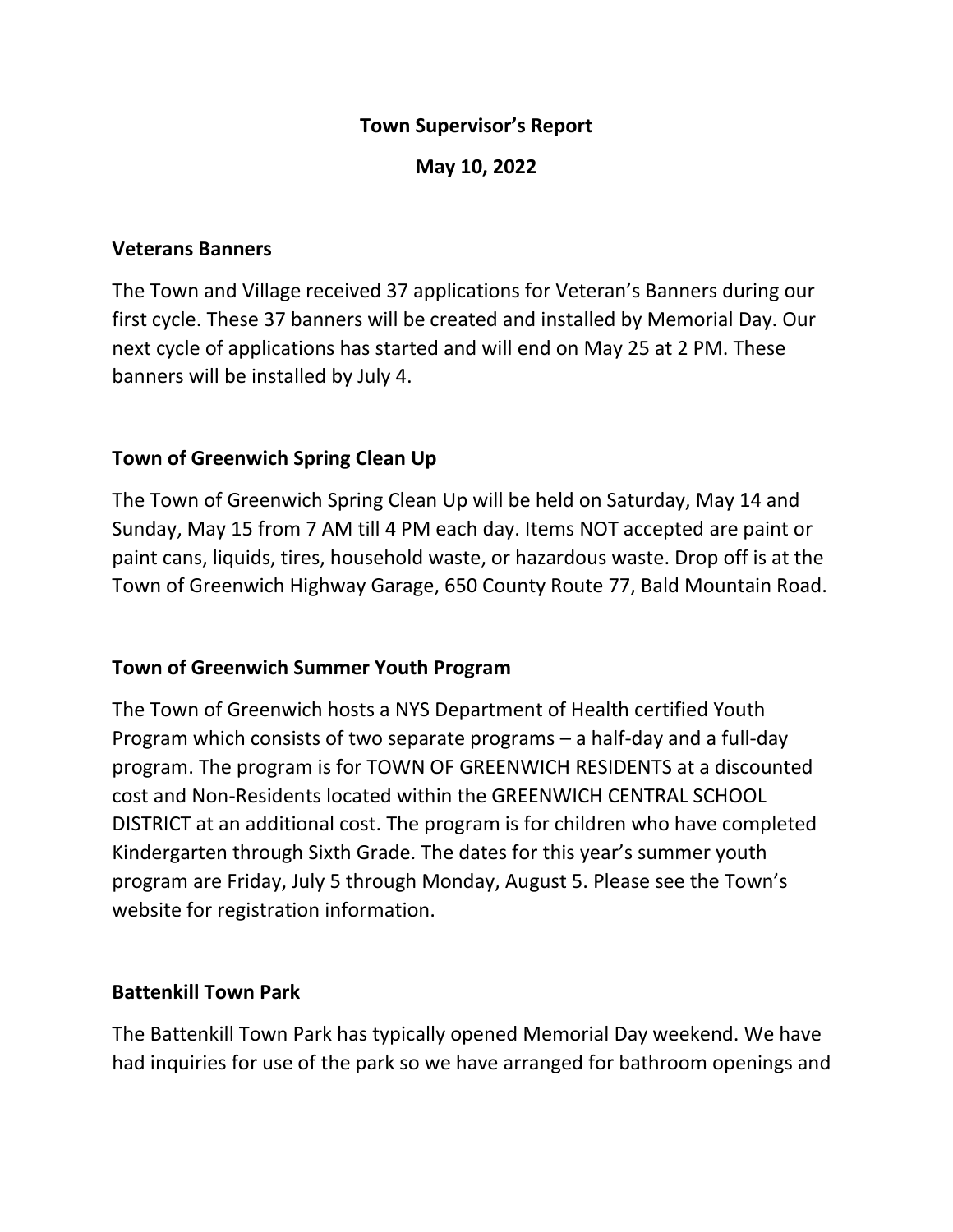**Town Supervisor's Report**

**May 10, 2022**

## Veterans Banners

The Town and Village received 37 applications for Veteran's Banners during our first cycle. These 37 banners will be created and installed by Memorial Day. Our next cycle of applications has started and will end on May 25 at 2 PM. These banners will be installed by July 4.

## Town of Greenwich Spring Clean Up

The Town of Greenwich Spring Clean Up will be held on Saturday, May 14 and Sunday, May 15 from 7 AM till 4 PM each day. Items NOT accepted are paint or paint cans, liquids, tires, household waste, or hazardous waste. Drop off is at the Town of Greenwich Highway Garage, 650 County Route 77, Bald Mountain Road.

## Town of Greenwich Summer Youth Program

The Town of Greenwich hosts a NYS Department of Health certified Youth Program which consists of two separate programs – a half-day and a full-day program. The program is for TOWN OF GREENWICH RESIDENTS at a discounted cost and Non-Residents located within the GREENWICH CENTRAL SCHOOL DISTRICT at an additional cost. The program is for children who have completed Kindergarten through Sixth Grade. The dates for this year's summer youth program are Friday, July 5 through Monday, August 5. Please see the Town's website for registration information.

## Battenkill Town Park

The Battenkill Town Park has typically opened Memorial Day weekend. We have had inquiries for use of the park so we have arranged for bathroom openings and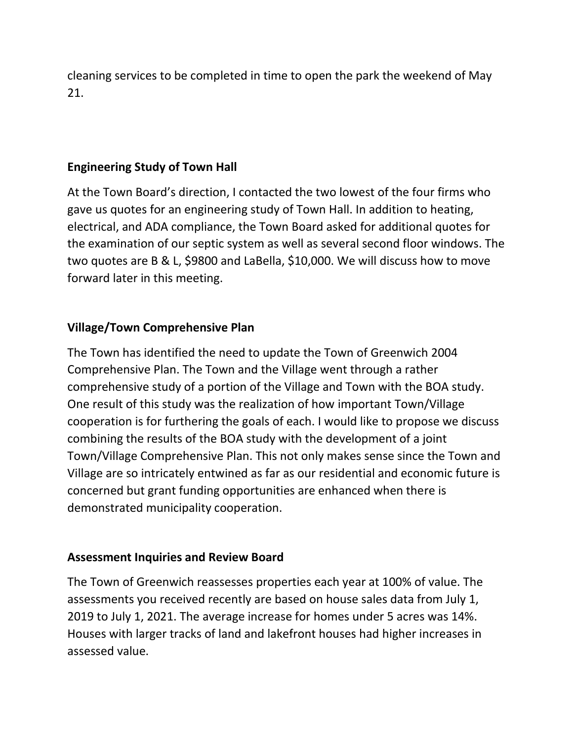cleaning services to be completed in time to open the park the weekend of May 21.

## Engineering Study of Town Hall

At the Town Board's direction, I contacted the two lowest of the four firms who gave us quotes for an engineering study of Town Hall. In addition to heating, electrical, and ADA compliance, the Town Board asked for additional quotes for the examination of our septic system as well as several second floor windows. The two quotes are B & L, $9800 and LaBella, $10,000. We will discuss how to move forward later in this meeting.

## Village/Town Comprehensive Plan

The Town has identified the need to update the Town of Greenwich 2004 Comprehensive Plan. The Town and the Village went through a rather comprehensive study of a portion of the Village and Town with the BOA study. One result of this study was the realization of how important Town/Village cooperation is for furthering the goals of each. I would like to propose we discuss combining the results of the BOA study with the development of a joint Town/Village Comprehensive Plan. This not only makes sense since the Town and Village are so intricately entwined as far as our residential and economic future is concerned but grant funding opportunities are enhanced when there is demonstrated municipality cooperation.

## Assessment Inquiries and Review Board

The Town of Greenwich reassesses properties each year at 100% of value. The assessments you received recently are based on house sales data from July 1, 2019 to July 1, 2021. The average increase for homes under 5 acres was 14%. Houses with larger tracks of land and lakefront houses had higher increases in assessed value.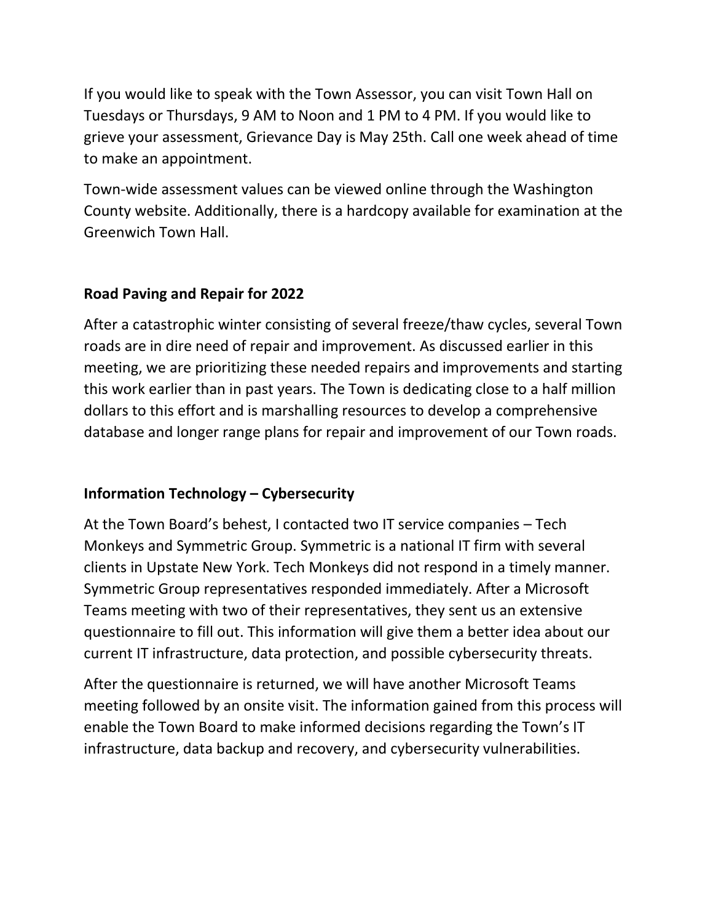If you would like to speak with the Town Assessor, you can visit Town Hall on Tuesdays or Thursdays, 9 AM to Noon and 1 PM to 4 PM. If you would like to grieve your assessment, Grievance Day is May 25th. Call one week ahead of time to make an appointment.

Town-wide assessment values can be viewed online through the Washington County website. Additionally, there is a hardcopy available for examination at the Greenwich Town Hall.

**Road Paving and Repair for 2022**

After a catastrophic winter consisting of several freeze/thaw cycles, several Town roads are in dire need of repair and improvement. As discussed earlier in this meeting, we are prioritizing these needed repairs and improvements and starting this work earlier than in past years. The Town is dedicating close to a half million dollars to this effort and is marshalling resources to develop a comprehensive database and longer range plans for repair and improvement of our Town roads.

**Information Technology – Cybersecurity**

At the Town Board's behest, I contacted two IT service companies – Tech Monkeys and Symmetric Group. Symmetric is a national IT firm with several clients in Upstate New York. Tech Monkeys did not respond in a timely manner. Symmetric Group representatives responded immediately. After a Microsoft Teams meeting with two of their representatives, they sent us an extensive questionnaire to fill out. This information will give them a better idea about our current IT infrastructure, data protection, and possible cybersecurity threats.

After the questionnaire is returned, we will have another Microsoft Teams meeting followed by an onsite visit. The information gained from this process will enable the Town Board to make informed decisions regarding the Town's IT infrastructure, data backup and recovery, and cybersecurity vulnerabilities.